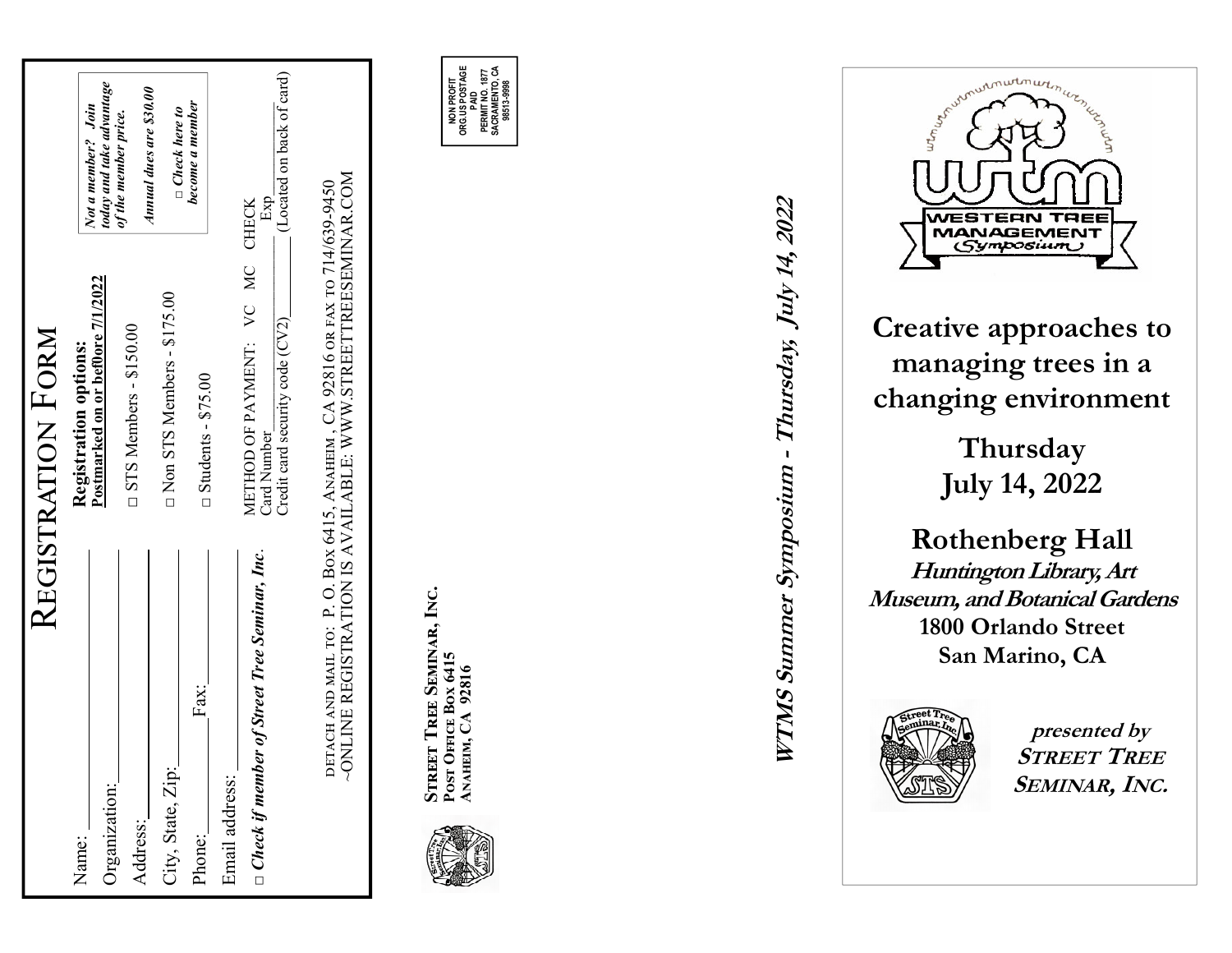# Registration Form

Name: ______________________

Organization: ______________________

Address: ______________________

City, State, Zip: ______________________

Phone: __________ Fax: __________

Email address: ______________________

□ ***Check if member of Street Tree Seminar, Inc.***

**Registration options:**
**Postmarked on or bef0ore 7/1/2022**

□ STS Members - $150.00

□ Non STS Members - $175.00

□ Students - $75.00

***Not a member? Join today and take advantage of the member price.***

***Annual dues are $30.00***

***□ Check here to become a member***

METHOD OF PAYMENT: VC MC CHECK
Card Number__________________ Exp
Credit card security code (CV2)__________ (Located on back of card)

DETACH AND MAIL TO: P. O. BOX 6415, ANAHEIM, CA 92816 OR FAX TO 714/639-9450
~ONLINE REGISTRATION IS AVAILABLE: WWW.STREETTREESEMINAR.COM

**STREET TREE SEMINAR, INC.**
**POST OFFICE BOX 6415**
**ANAHEIM, CA 92816**

NON PROFIT
ORG.US POSTAGE
PAID
PERMIT NO. 1877
SACRAMENTO, CA
95813-9998

***WTMS Summer Symposium - Thursday, July 14, 2022***

WESTERN TREE MANAGEMENT Symposium

# Creative approaches to managing trees in a changing environment

## Thursday
## July 14, 2022

## Rothenberg Hall

***Huntington Library, Art Museum, and Botanical Gardens***

**1800 Orlando Street**
**San Marino, CA**

***presented by***
***STREET TREE SEMINAR, INC.***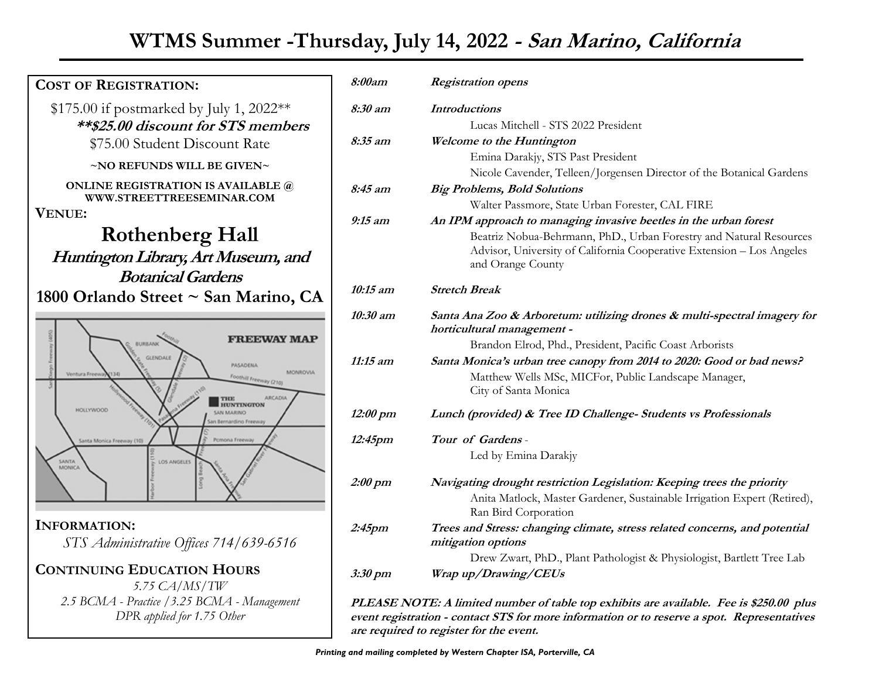# WTMS Summer -Thursday, July 14, 2022 - *San Marino, California*

**COST OF REGISTRATION:**

$175.00 if postmarked by July 1, 2022**

***\*\*$25.00 discount for STS members***

$75.00 Student Discount Rate

**~NO REFUNDS WILL BE GIVEN~**

**ONLINE REGISTRATION IS AVAILABLE @ WWW.STREETTREESEMINAR.COM**

**VENUE:**

## Rothenberg Hall

***Huntington Library, Art Museum, and Botanical Gardens***

**1800 Orlando Street ~ San Marino, CA**

FREEWAY MAP

BURBANK
Foothill
GLENDALE
Golden State Freeway (5)
Glendale Freeway (2)
San Diego Freeway (405)
Ventura Freeway (134)
PASADENA
MONROVIA
Foothill Freeway (210)
Hollywood Freeway (101)
Glendale Freeway (110)
Pasadena Freeway
THE HUNTINGTON
SAN MARINO
ARCADIA
HOLLYWOOD
San Bernardino Freeway
Santa Monica Freeway (10)
Freeway (7)
Pomona Freeway
SANTA MONICA
Harbor Freeway (110)
LOS ANGELES
Long Beach
Santa Ana Freeway
San Gabriel River Freeway

**INFORMATION:**

*STS Administrative Offices 714/639-6516*

**CONTINUING EDUCATION HOURS**

*5.75 CA/MS/TW*

*2.5 BCMA - Practice / 3.25 BCMA - Management*

*DPR applied for 1.75 Other*

| | |
|---|---|
| *8:00am* | ***Registration opens*** |
| *8:30 am* | ***Introductions***<br>Lucas Mitchell - STS 2022 President |
| *8:35 am* | ***Welcome to the Huntington***<br>Emina Darakjy, STS Past President<br>Nicole Cavender, Telleen/Jorgensen Director of the Botanical Gardens |
| *8:45 am* | ***Big Problems, Bold Solutions***<br>Walter Passmore, State Urban Forester, CAL FIRE |
| *9:15 am* | ***An IPM approach to managing invasive beetles in the urban forest***<br>Beatriz Nobua-Behrmann, PhD., Urban Forestry and Natural Resources Advisor, University of California Cooperative Extension – Los Angeles and Orange County |
| *10:15 am* | ***Stretch Break*** |
| *10:30 am* | ***Santa Ana Zoo & Arboretum: utilizing drones & multi-spectral imagery for horticultural management -***<br>Brandon Elrod, Phd., President, Pacific Coast Arborists |
| *11:15 am* | ***Santa Monica's urban tree canopy from 2014 to 2020: Good or bad news?***<br>Matthew Wells MSc, MICFor, Public Landscape Manager, City of Santa Monica |
| *12:00 pm* | ***Lunch (provided) & Tree ID Challenge- Students vs Professionals*** |
| *12:45pm* | ***Tour of Gardens*** -<br>Led by Emina Darakjy |
| *2:00 pm* | ***Navigating drought restriction Legislation: Keeping trees the priority***<br>Anita Matlock, Master Gardener, Sustainable Irrigation Expert (Retired), Ran Bird Corporation |
| *2:45pm* | ***Trees and Stress: changing climate, stress related concerns, and potential mitigation options***<br>Drew Zwart, PhD., Plant Pathologist & Physiologist, Bartlett Tree Lab |
| *3:30 pm* | ***Wrap up/Drawing/CEUs*** |

***PLEASE NOTE: A limited number of table top exhibits are available. Fee is $250.00 plus event registration - contact STS for more information or to reserve a spot. Representatives are required to register for the event.***

*Printing and mailing completed by Western Chapter ISA, Porterville, CA*